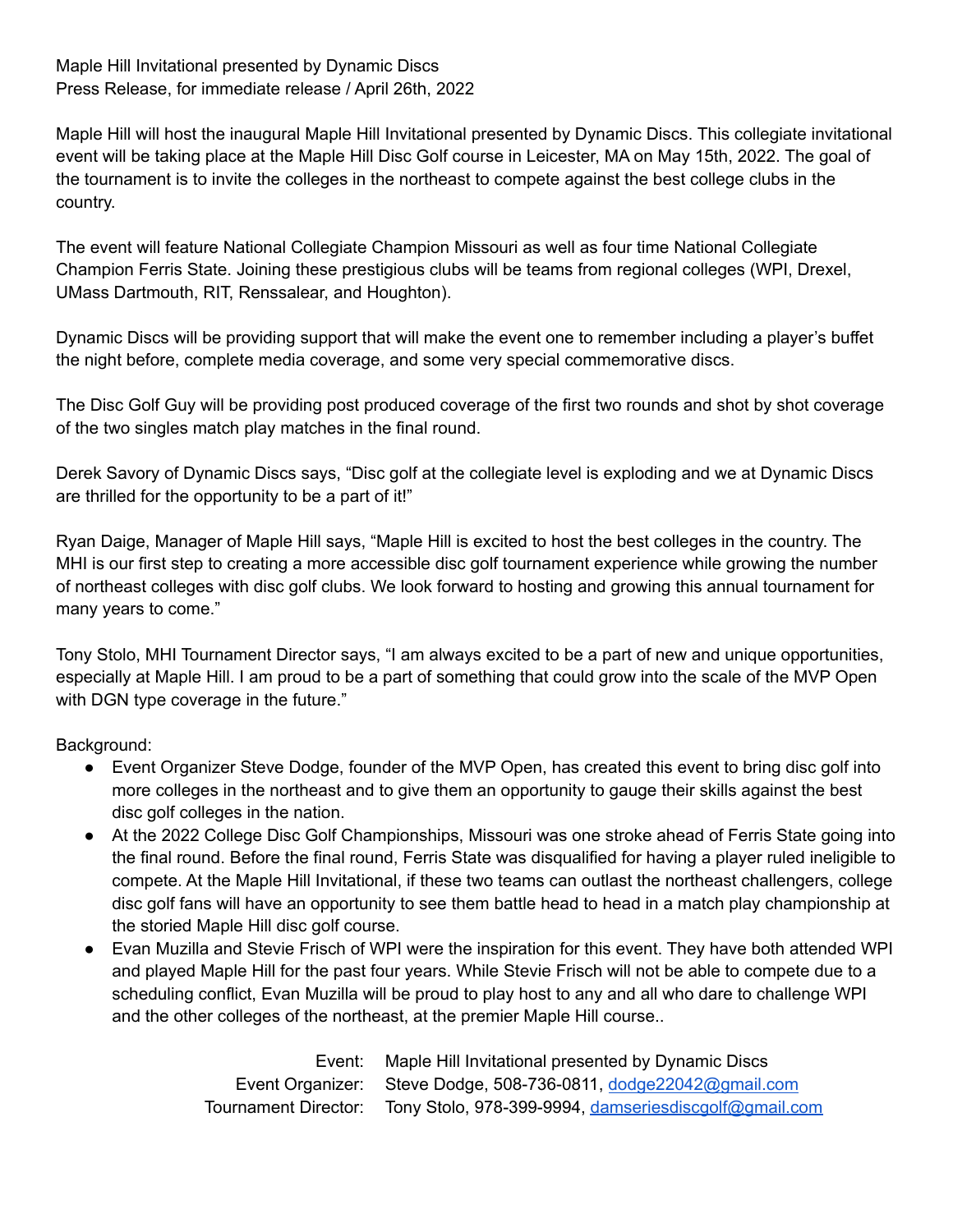Maple Hill Invitational presented by Dynamic Discs
Press Release, for immediate release / April 26th, 2022

Maple Hill will host the inaugural Maple Hill Invitational presented by Dynamic Discs. This collegiate invitational event will be taking place at the Maple Hill Disc Golf course in Leicester, MA on May 15th, 2022. The goal of the tournament is to invite the colleges in the northeast to compete against the best college clubs in the country.

The event will feature National Collegiate Champion Missouri as well as four time National Collegiate Champion Ferris State. Joining these prestigious clubs will be teams from regional colleges (WPI, Drexel, UMass Dartmouth, RIT, Renssalear, and Houghton).

Dynamic Discs will be providing support that will make the event one to remember including a player's buffet the night before, complete media coverage, and some very special commemorative discs.

The Disc Golf Guy will be providing post produced coverage of the first two rounds and shot by shot coverage of the two singles match play matches in the final round.

Derek Savory of Dynamic Discs says, "Disc golf at the collegiate level is exploding and we at Dynamic Discs are thrilled for the opportunity to be a part of it!"

Ryan Daige, Manager of Maple Hill says, "Maple Hill is excited to host the best colleges in the country. The MHI is our first step to creating a more accessible disc golf tournament experience while growing the number of northeast colleges with disc golf clubs. We look forward to hosting and growing this annual tournament for many years to come."

Tony Stolo, MHI Tournament Director says, "I am always excited to be a part of new and unique opportunities, especially at Maple Hill. I am proud to be a part of something that could grow into the scale of the MVP Open with DGN type coverage in the future."

Background:

- Event Organizer Steve Dodge, founder of the MVP Open, has created this event to bring disc golf into more colleges in the northeast and to give them an opportunity to gauge their skills against the best disc golf colleges in the nation.
- At the 2022 College Disc Golf Championships, Missouri was one stroke ahead of Ferris State going into the final round. Before the final round, Ferris State was disqualified for having a player ruled ineligible to compete. At the Maple Hill Invitational, if these two teams can outlast the northeast challengers, college disc golf fans will have an opportunity to see them battle head to head in a match play championship at the storied Maple Hill disc golf course.
- Evan Muzilla and Stevie Frisch of WPI were the inspiration for this event. They have both attended WPI and played Maple Hill for the past four years. While Stevie Frisch will not be able to compete due to a scheduling conflict, Evan Muzilla will be proud to play host to any and all who dare to challenge WPI and the other colleges of the northeast, at the premier Maple Hill course..

| | |
|---|---|
| Event: | Maple Hill Invitational presented by Dynamic Discs |
| Event Organizer: | Steve Dodge, 508-736-0811, dodge22042@gmail.com |
| Tournament Director: | Tony Stolo, 978-399-9994, damseriesdiscgolf@gmail.com |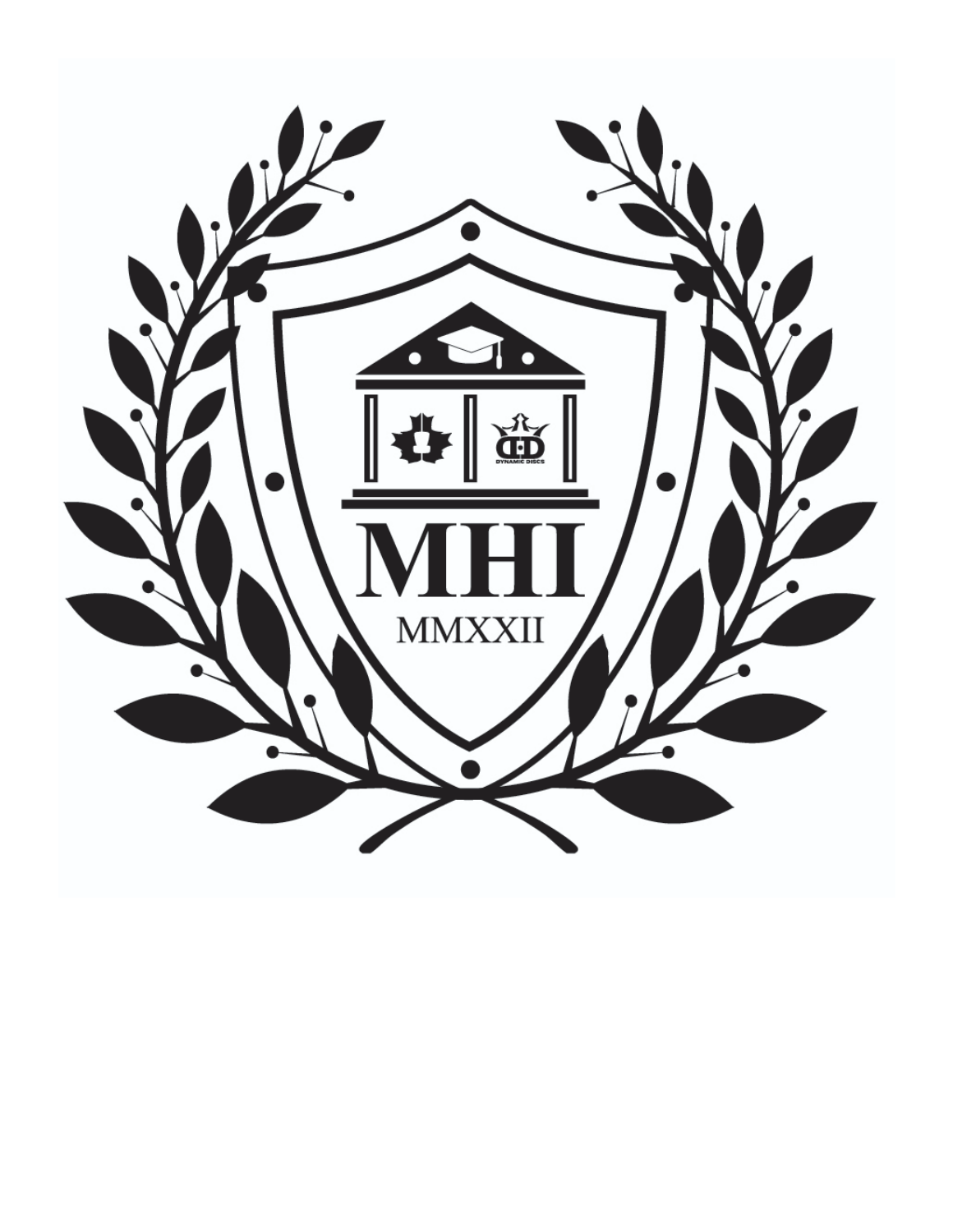MHI

MMXXII